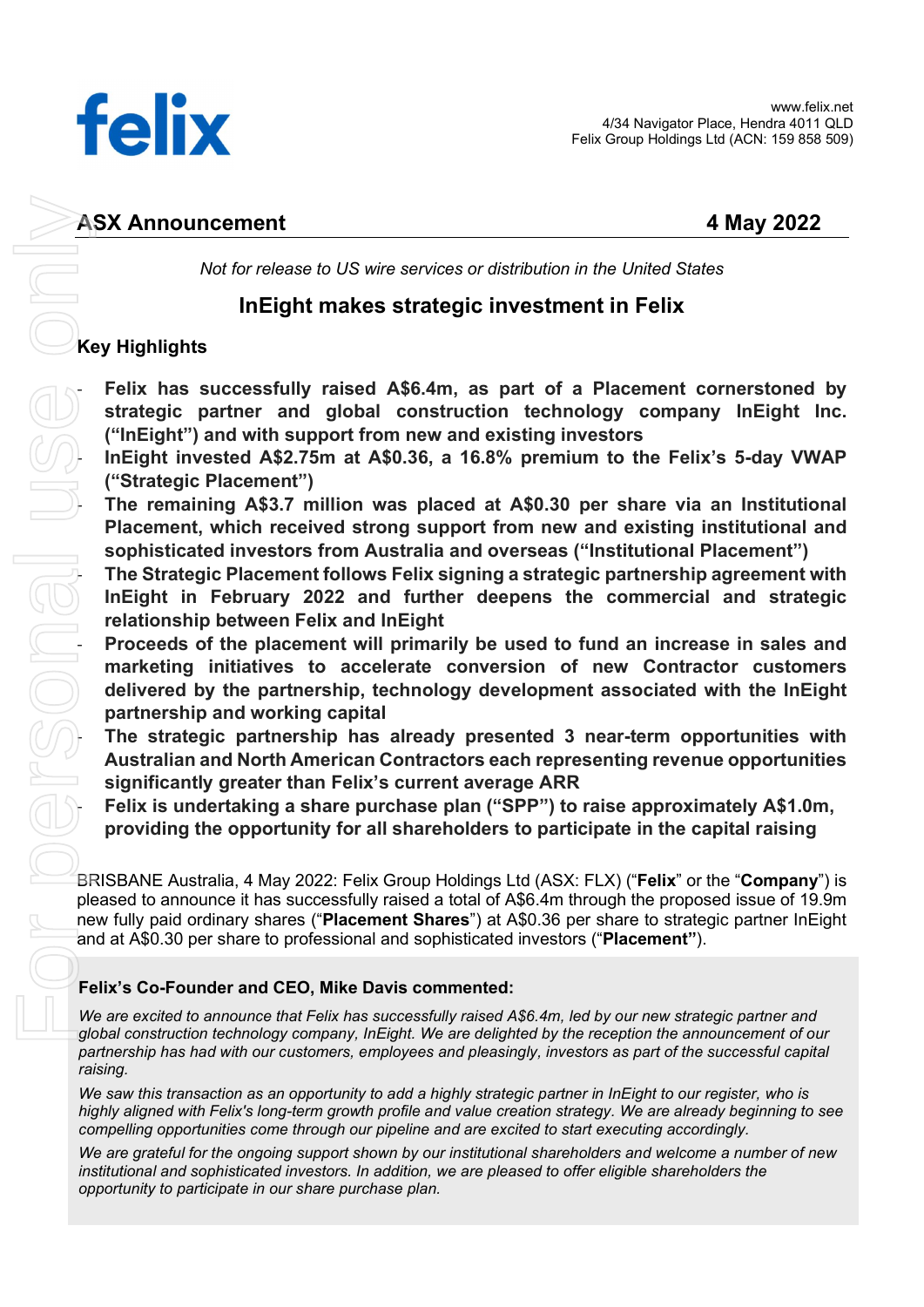felix

www.felix.net
4/34 Navigator Place, Hendra 4011 QLD
Felix Group Holdings Ltd (ACN: 159 858 509)

**ASX Announcement** **4 May 2022**

*Not for release to US wire services or distribution in the United States*

## InEight makes strategic investment in Felix

### Key Highlights

- **Felix has successfully raised A$6.4m, as part of a Placement cornerstoned by strategic partner and global construction technology company InEight Inc. ("InEight") and with support from new and existing investors**
- **InEight invested A$2.75m at A$0.36, a 16.8% premium to the Felix's 5-day VWAP ("Strategic Placement")**
- **The remaining A$3.7 million was placed at A$0.30 per share via an Institutional Placement, which received strong support from new and existing institutional and sophisticated investors from Australia and overseas ("Institutional Placement")**
- **The Strategic Placement follows Felix signing a strategic partnership agreement with InEight in February 2022 and further deepens the commercial and strategic relationship between Felix and InEight**
- **Proceeds of the placement will primarily be used to fund an increase in sales and marketing initiatives to accelerate conversion of new Contractor customers delivered by the partnership, technology development associated with the InEight partnership and working capital**
- **The strategic partnership has already presented 3 near-term opportunities with Australian and North American Contractors each representing revenue opportunities significantly greater than Felix's current average ARR**
- **Felix is undertaking a share purchase plan ("SPP") to raise approximately A$1.0m, providing the opportunity for all shareholders to participate in the capital raising**

BRISBANE Australia, 4 May 2022: Felix Group Holdings Ltd (ASX: FLX) ("**Felix**" or the "**Company**") is pleased to announce it has successfully raised a total of A$6.4m through the proposed issue of 19.9m new fully paid ordinary shares ("**Placement Shares**") at A$0.36 per share to strategic partner InEight and at A$0.30 per share to professional and sophisticated investors ("**Placement"**).

**Felix's Co-Founder and CEO, Mike Davis commented:**

*We are excited to announce that Felix has successfully raised A$6.4m, led by our new strategic partner and global construction technology company, InEight. We are delighted by the reception the announcement of our partnership has had with our customers, employees and pleasingly, investors as part of the successful capital raising.*

*We saw this transaction as an opportunity to add a highly strategic partner in InEight to our register, who is highly aligned with Felix's long-term growth profile and value creation strategy. We are already beginning to see compelling opportunities come through our pipeline and are excited to start executing accordingly.*

*We are grateful for the ongoing support shown by our institutional shareholders and welcome a number of new institutional and sophisticated investors. In addition, we are pleased to offer eligible shareholders the opportunity to participate in our share purchase plan.*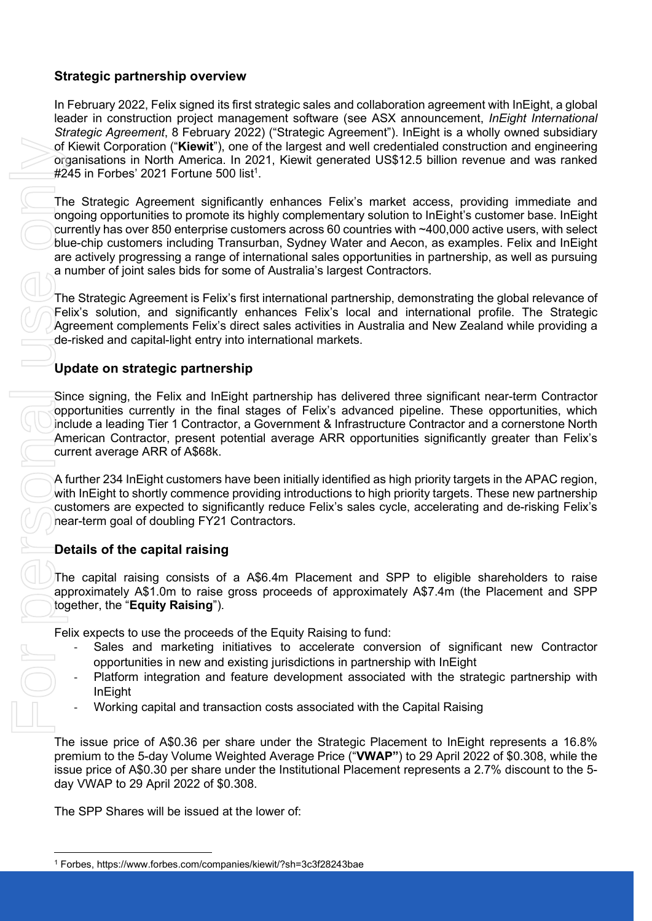## Strategic partnership overview

In February 2022, Felix signed its first strategic sales and collaboration agreement with InEight, a global leader in construction project management software (see ASX announcement, *InEight International Strategic Agreement*, 8 February 2022) ("Strategic Agreement"). InEight is a wholly owned subsidiary of Kiewit Corporation ("**Kiewit**"), one of the largest and well credentialed construction and engineering organisations in North America. In 2021, Kiewit generated US$12.5 billion revenue and was ranked #245 in Forbes' 2021 Fortune 500 list[1].

The Strategic Agreement significantly enhances Felix's market access, providing immediate and ongoing opportunities to promote its highly complementary solution to InEight's customer base. InEight currently has over 850 enterprise customers across 60 countries with ~400,000 active users, with select blue-chip customers including Transurban, Sydney Water and Aecon, as examples. Felix and InEight are actively progressing a range of international sales opportunities in partnership, as well as pursuing a number of joint sales bids for some of Australia's largest Contractors.

The Strategic Agreement is Felix's first international partnership, demonstrating the global relevance of Felix's solution, and significantly enhances Felix's local and international profile. The Strategic Agreement complements Felix's direct sales activities in Australia and New Zealand while providing a de-risked and capital-light entry into international markets.

## Update on strategic partnership

Since signing, the Felix and InEight partnership has delivered three significant near-term Contractor opportunities currently in the final stages of Felix's advanced pipeline. These opportunities, which include a leading Tier 1 Contractor, a Government & Infrastructure Contractor and a cornerstone North American Contractor, present potential average ARR opportunities significantly greater than Felix's current average ARR of A$68k.

A further 234 InEight customers have been initially identified as high priority targets in the APAC region, with InEight to shortly commence providing introductions to high priority targets. These new partnership customers are expected to significantly reduce Felix's sales cycle, accelerating and de-risking Felix's near-term goal of doubling FY21 Contractors.

## Details of the capital raising

The capital raising consists of a A$6.4m Placement and SPP to eligible shareholders to raise approximately A$1.0m to raise gross proceeds of approximately A$7.4m (the Placement and SPP together, the "**Equity Raising**").

Felix expects to use the proceeds of the Equity Raising to fund:

- Sales and marketing initiatives to accelerate conversion of significant new Contractor opportunities in new and existing jurisdictions in partnership with InEight
- Platform integration and feature development associated with the strategic partnership with InEight
- Working capital and transaction costs associated with the Capital Raising

The issue price of A$0.36 per share under the Strategic Placement to InEight represents a 16.8% premium to the 5-day Volume Weighted Average Price ("**VWAP**") to 29 April 2022 of $0.308, while the issue price of A$0.30 per share under the Institutional Placement represents a 2.7% discount to the 5-day VWAP to 29 April 2022 of $0.308.

The SPP Shares will be issued at the lower of:

[1] Forbes, https://www.forbes.com/companies/kiewit/?sh=3c3f28243bae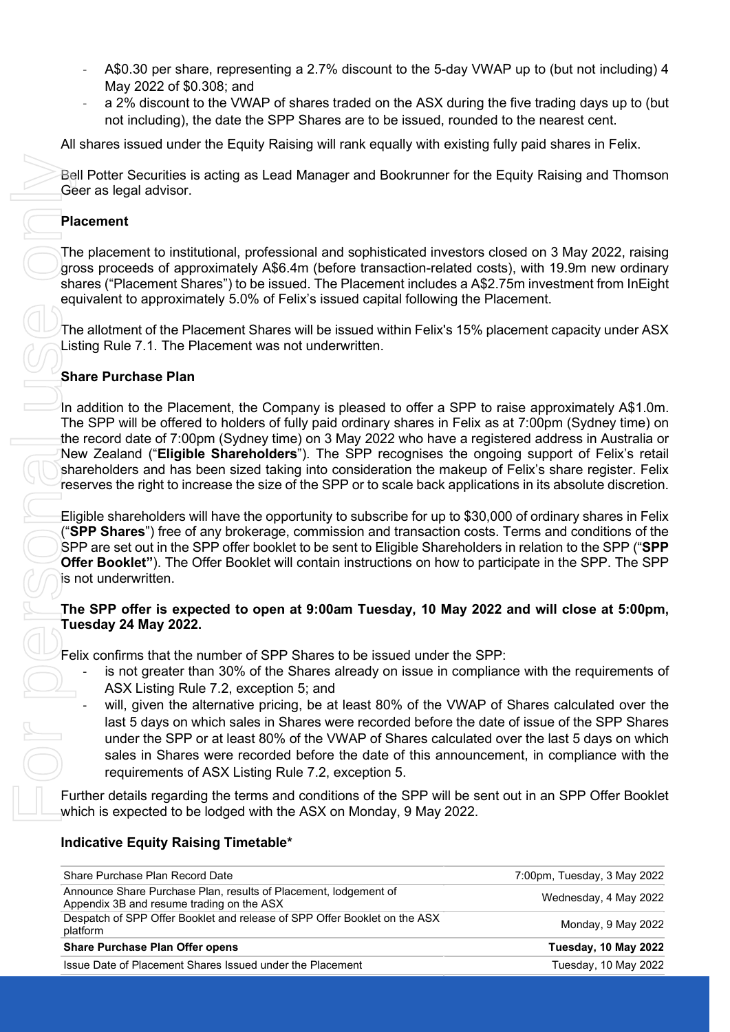- A$0.30 per share, representing a 2.7% discount to the 5-day VWAP up to (but not including) 4 May 2022 of $0.308; and
- a 2% discount to the VWAP of shares traded on the ASX during the five trading days up to (but not including), the date the SPP Shares are to be issued, rounded to the nearest cent.

All shares issued under the Equity Raising will rank equally with existing fully paid shares in Felix.

Bell Potter Securities is acting as Lead Manager and Bookrunner for the Equity Raising and Thomson Geer as legal advisor.

**Placement**

The placement to institutional, professional and sophisticated investors closed on 3 May 2022, raising gross proceeds of approximately A$6.4m (before transaction-related costs), with 19.9m new ordinary shares ("Placement Shares") to be issued. The Placement includes a A$2.75m investment from InEight equivalent to approximately 5.0% of Felix's issued capital following the Placement.

The allotment of the Placement Shares will be issued within Felix's 15% placement capacity under ASX Listing Rule 7.1. The Placement was not underwritten.

**Share Purchase Plan**

In addition to the Placement, the Company is pleased to offer a SPP to raise approximately A$1.0m. The SPP will be offered to holders of fully paid ordinary shares in Felix as at 7:00pm (Sydney time) on the record date of 7:00pm (Sydney time) on 3 May 2022 who have a registered address in Australia or New Zealand ("**Eligible Shareholders**"). The SPP recognises the ongoing support of Felix's retail shareholders and has been sized taking into consideration the makeup of Felix's share register. Felix reserves the right to increase the size of the SPP or to scale back applications in its absolute discretion.

Eligible shareholders will have the opportunity to subscribe for up to $30,000 of ordinary shares in Felix ("**SPP Shares**") free of any brokerage, commission and transaction costs. Terms and conditions of the SPP are set out in the SPP offer booklet to be sent to Eligible Shareholders in relation to the SPP ("**SPP Offer Booklet**"). The Offer Booklet will contain instructions on how to participate in the SPP. The SPP is not underwritten.

**The SPP offer is expected to open at 9:00am Tuesday, 10 May 2022 and will close at 5:00pm, Tuesday 24 May 2022.**

Felix confirms that the number of SPP Shares to be issued under the SPP:

- is not greater than 30% of the Shares already on issue in compliance with the requirements of ASX Listing Rule 7.2, exception 5; and
- will, given the alternative pricing, be at least 80% of the VWAP of Shares calculated over the last 5 days on which sales in Shares were recorded before the date of issue of the SPP Shares under the SPP or at least 80% of the VWAP of Shares calculated over the last 5 days on which sales in Shares were recorded before the date of this announcement, in compliance with the requirements of ASX Listing Rule 7.2, exception 5.

Further details regarding the terms and conditions of the SPP will be sent out in an SPP Offer Booklet which is expected to be lodged with the ASX on Monday, 9 May 2022.

**Indicative Equity Raising Timetable***

| | |
|---|---|
| Share Purchase Plan Record Date | 7:00pm, Tuesday, 3 May 2022 |
| Announce Share Purchase Plan, results of Placement, lodgement of Appendix 3B and resume trading on the ASX | Wednesday, 4 May 2022 |
| Despatch of SPP Offer Booklet and release of SPP Offer Booklet on the ASX platform | Monday, 9 May 2022 |
| **Share Purchase Plan Offer opens** | **Tuesday, 10 May 2022** |
| Issue Date of Placement Shares Issued under the Placement | Tuesday, 10 May 2022 |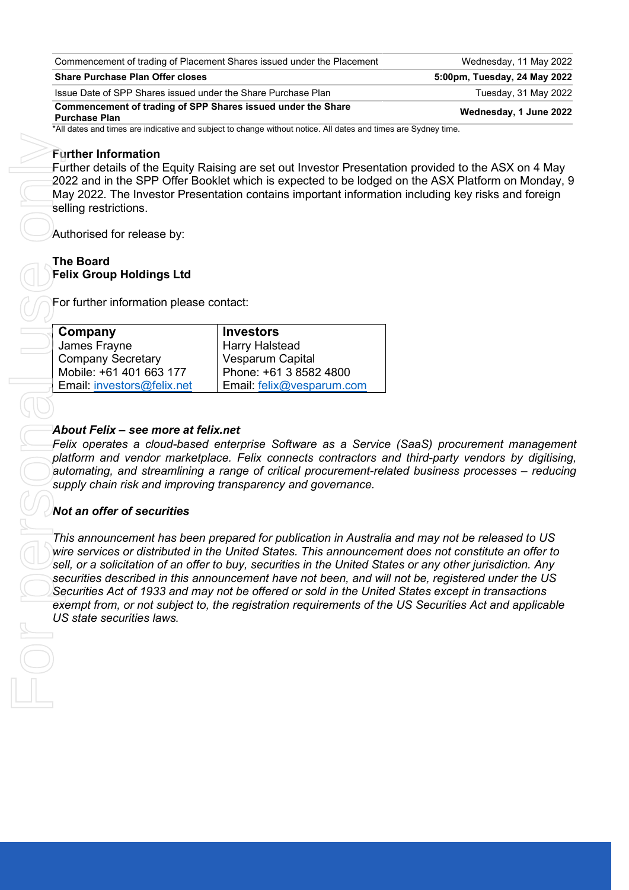| | |
|---|---|
| Commencement of trading of Placement Shares issued under the Placement | Wednesday, 11 May 2022 |
| **Share Purchase Plan Offer closes** | **5:00pm, Tuesday, 24 May 2022** |
| Issue Date of SPP Shares issued under the Share Purchase Plan | Tuesday, 31 May 2022 |
| **Commencement of trading of SPP Shares issued under the Share Purchase Plan** | **Wednesday, 1 June 2022** |

*All dates and times are indicative and subject to change without notice. All dates and times are Sydney time.

**Further Information**

Further details of the Equity Raising are set out Investor Presentation provided to the ASX on 4 May 2022 and in the SPP Offer Booklet which is expected to be lodged on the ASX Platform on Monday, 9 May 2022. The Investor Presentation contains important information including key risks and foreign selling restrictions.

Authorised for release by:

**The Board**
**Felix Group Holdings Ltd**

For further information please contact:

| **Company** | **Investors** |
|---|---|
| James Frayne | Harry Halstead |
| Company Secretary | Vesparum Capital |
| Mobile: +61 401 663 177 | Phone: +61 3 8582 4800 |
| Email: investors@felix.net | Email: felix@vesparum.com |

***About Felix – see more at felix.net***

*Felix operates a cloud-based enterprise Software as a Service (SaaS) procurement management platform and vendor marketplace. Felix connects contractors and third-party vendors by digitising, automating, and streamlining a range of critical procurement-related business processes – reducing supply chain risk and improving transparency and governance.*

***Not an offer of securities***

*This announcement has been prepared for publication in Australia and may not be released to US wire services or distributed in the United States. This announcement does not constitute an offer to sell, or a solicitation of an offer to buy, securities in the United States or any other jurisdiction. Any securities described in this announcement have not been, and will not be, registered under the US Securities Act of 1933 and may not be offered or sold in the United States except in transactions exempt from, or not subject to, the registration requirements of the US Securities Act and applicable US state securities laws.*